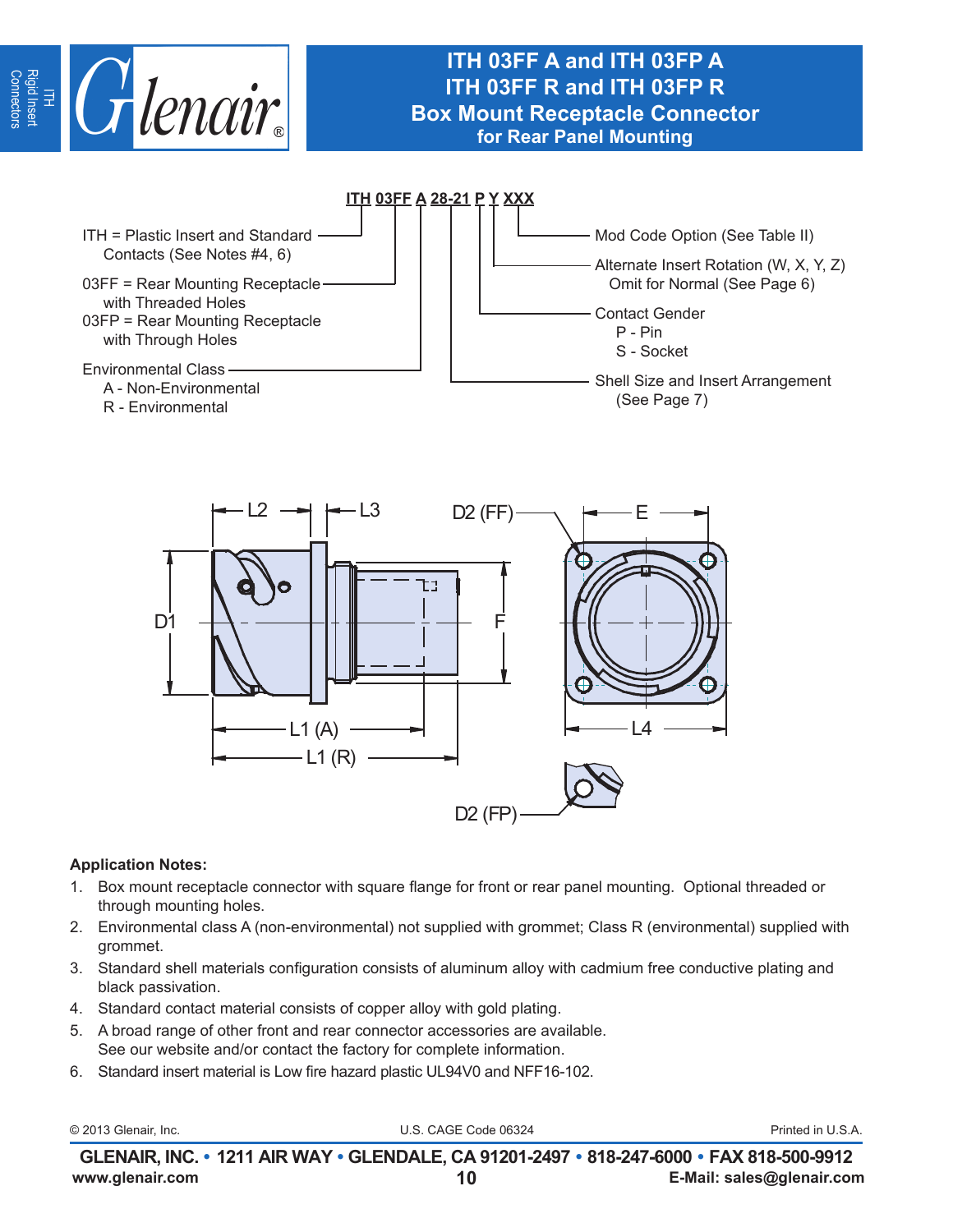ITH Rigid Insert Connectors

# ITH 03FF A and ITH 03FP A
# ITH 03FF R and ITH 03FP R
# Box Mount Receptacle Connector
## for Rear Panel Mounting

**ITH 03FF A 28-21 P Y XXX**

- ITH = Plastic Insert and Standard Contacts (See Notes #4, 6)
- 03FF = Rear Mounting Receptacle with Threaded Holes
- 03FP = Rear Mounting Receptacle with Through Holes
- Environmental Class
  - A - Non-Environmental
  - R - Environmental
- Shell Size and Insert Arrangement (See Page 7)
- Contact Gender
  - P - Pin
  - S - Socket
- Alternate Insert Rotation (W, X, Y, Z) Omit for Normal (See Page 6)
- Mod Code Option (See Table II)

L2 L3 D2 (FF) E D1 F L1 (A) L1 (R) L4 D2 (FP)

**Application Notes:**

1. Box mount receptacle connector with square flange for front or rear panel mounting. Optional threaded or through mounting holes.
2. Environmental class A (non-environmental) not supplied with grommet; Class R (environmental) supplied with grommet.
3. Standard shell materials configuration consists of aluminum alloy with cadmium free conductive plating and black passivation.
4. Standard contact material consists of copper alloy with gold plating.
5. A broad range of other front and rear connector accessories are available. See our website and/or contact the factory for complete information.
6. Standard insert material is Low fire hazard plastic UL94V0 and NFF16-102.

© 2013 Glenair, Inc. U.S. CAGE Code 06324 Printed in U.S.A.

GLENAIR, INC. • 1211 AIR WAY • GLENDALE, CA 91201-2497 • 818-247-6000 • FAX 818-500-9912
www.glenair.com E-Mail: sales@glenair.com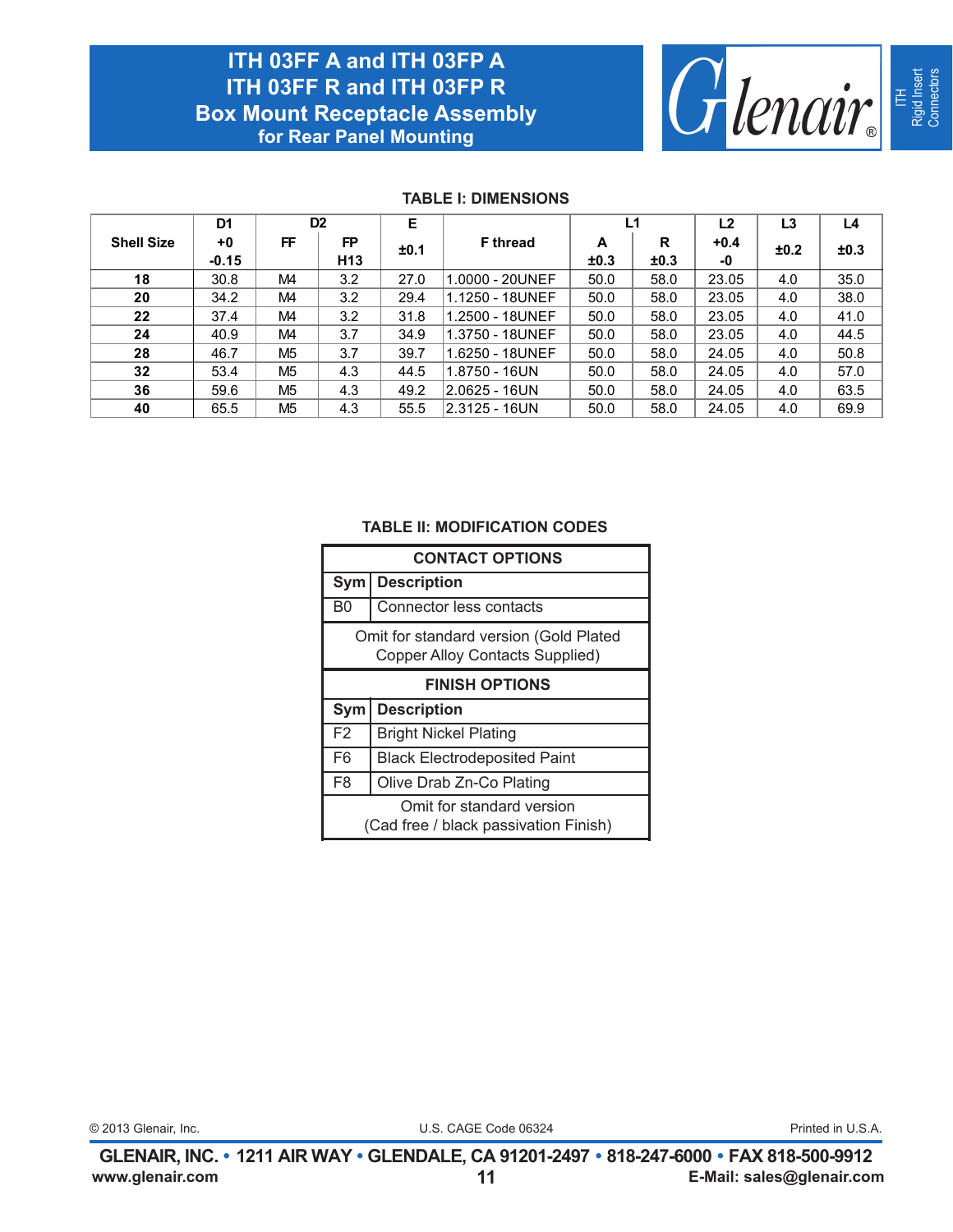# ITH 03FF A and ITH 03FP A
# ITH 03FF R and ITH 03FP R
# Box Mount Receptacle Assembly
## for Rear Panel Mounting

**TABLE I: DIMENSIONS**

| Shell Size | D1 +0 -0.15 | D2 FF | D2 FP H13 | E ±0.1 | F thread | L1 A ±0.3 | L1 R ±0.3 | L2 +0.4 -0 | L3 ±0.2 | L4 ±0.3 |
|---|---|---|---|---|---|---|---|---|---|---|
| **18** | 30.8 | M4 | 3.2 | 27.0 | 1.0000 - 20UNEF | 50.0 | 58.0 | 23.05 | 4.0 | 35.0 |
| **20** | 34.2 | M4 | 3.2 | 29.4 | 1.1250 - 18UNEF | 50.0 | 58.0 | 23.05 | 4.0 | 38.0 |
| **22** | 37.4 | M4 | 3.2 | 31.8 | 1.2500 - 18UNEF | 50.0 | 58.0 | 23.05 | 4.0 | 41.0 |
| **24** | 40.9 | M4 | 3.7 | 34.9 | 1.3750 - 18UNEF | 50.0 | 58.0 | 23.05 | 4.0 | 44.5 |
| **28** | 46.7 | M5 | 3.7 | 39.7 | 1.6250 - 18UNEF | 50.0 | 58.0 | 24.05 | 4.0 | 50.8 |
| **32** | 53.4 | M5 | 4.3 | 44.5 | 1.8750 - 16UN | 50.0 | 58.0 | 24.05 | 4.0 | 57.0 |
| **36** | 59.6 | M5 | 4.3 | 49.2 | 2.0625 - 16UN | 50.0 | 58.0 | 24.05 | 4.0 | 63.5 |
| **40** | 65.5 | M5 | 4.3 | 55.5 | 2.3125 - 16UN | 50.0 | 58.0 | 24.05 | 4.0 | 69.9 |

**TABLE II: MODIFICATION CODES**

| CONTACT OPTIONS | |
|---|---|
| **Sym** | **Description** |
| B0 | Connector less contacts |
| Omit for standard version (Gold Plated Copper Alloy Contacts Supplied) | |

| FINISH OPTIONS | |
|---|---|
| **Sym** | **Description** |
| F2 | Bright Nickel Plating |
| F6 | Black Electrodeposited Paint |
| F8 | Olive Drab Zn-Co Plating |
| Omit for standard version (Cad free / black passivation Finish) | |

© 2013 Glenair, Inc. U.S. CAGE Code 06324 Printed in U.S.A.

**GLENAIR, INC. • 1211 AIR WAY • GLENDALE, CA 91201-2497 • 818-247-6000 • FAX 818-500-9912**

**www.glenair.com** **E-Mail: sales@glenair.com**